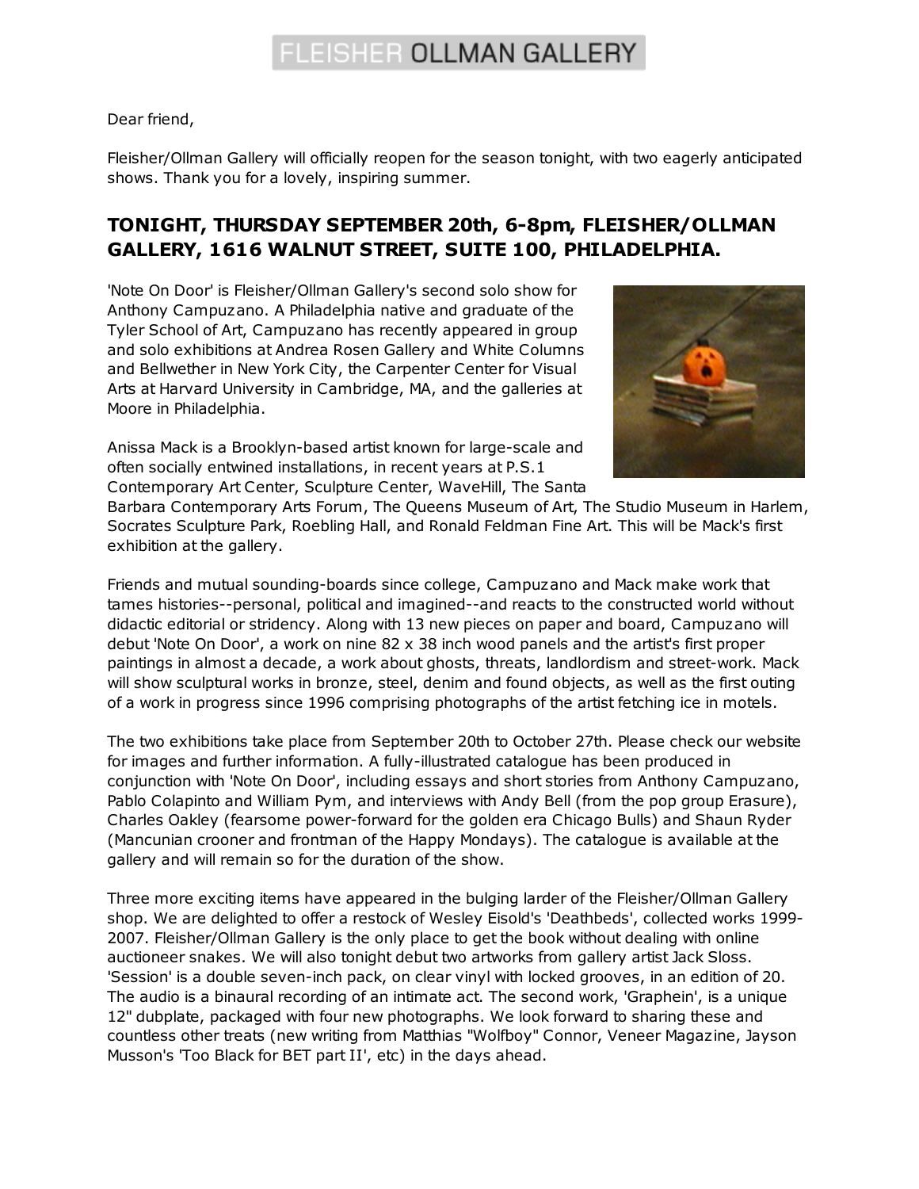# FLEISHER OLLMAN GALLERY

Dear friend,

Fleisher/Ollman Gallery will officially reopen for the season tonight, with two eagerly anticipated shows. Thank you for a lovely, inspiring summer.

## TONIGHT, THURSDAY SEPTEMBER 20th, 6-8pm, FLEISHER/OLLMAN GALLERY, 1616 WALNUT STREET, SUITE 100, PHILADELPHIA.

'Note On Door' is Fleisher/Ollman Gallery's second solo show for Anthony Campuzano. A Philadelphia native and graduate of the Tyler School of Art, Campuzano has recently appeared in group and solo exhibitions at Andrea Rosen Gallery and White Columns and Bellwether in New York City, the Carpenter Center for Visual Arts at Harvard University in Cambridge, MA, and the galleries at Moore in Philadelphia.

Anissa Mack is a Brooklyn-based artist known for large-scale and often socially entwined installations, in recent years at P.S.1 Contemporary Art Center, Sculpture Center, WaveHill, The Santa Barbara Contemporary Arts Forum, The Queens Museum of Art, The Studio Museum in Harlem, Socrates Sculpture Park, Roebling Hall, and Ronald Feldman Fine Art. This will be Mack's first exhibition at the gallery.

Friends and mutual sounding-boards since college, Campuzano and Mack make work that tames histories--personal, political and imagined--and reacts to the constructed world without didactic editorial or stridency. Along with 13 new pieces on paper and board, Campuzano will debut 'Note On Door', a work on nine 82 x 38 inch wood panels and the artist's first proper paintings in almost a decade, a work about ghosts, threats, landlordism and street-work. Mack will show sculptural works in bronze, steel, denim and found objects, as well as the first outing of a work in progress since 1996 comprising photographs of the artist fetching ice in motels.

The two exhibitions take place from September 20th to October 27th. Please check our website for images and further information. A fully-illustrated catalogue has been produced in conjunction with 'Note On Door', including essays and short stories from Anthony Campuzano, Pablo Colapinto and William Pym, and interviews with Andy Bell (from the pop group Erasure), Charles Oakley (fearsome power-forward for the golden era Chicago Bulls) and Shaun Ryder (Mancunian crooner and frontman of the Happy Mondays). The catalogue is available at the gallery and will remain so for the duration of the show.

Three more exciting items have appeared in the bulging larder of the Fleisher/Ollman Gallery shop. We are delighted to offer a restock of Wesley Eisold's 'Deathbeds', collected works 1999-2007. Fleisher/Ollman Gallery is the only place to get the book without dealing with online auctioneer snakes. We will also tonight debut two artworks from gallery artist Jack Sloss. 'Session' is a double seven-inch pack, on clear vinyl with locked grooves, in an edition of 20. The audio is a binaural recording of an intimate act. The second work, 'Graphein', is a unique 12" dubplate, packaged with four new photographs. We look forward to sharing these and countless other treats (new writing from Matthias "Wolfboy" Connor, Veneer Magazine, Jayson Musson's 'Too Black for BET part II', etc) in the days ahead.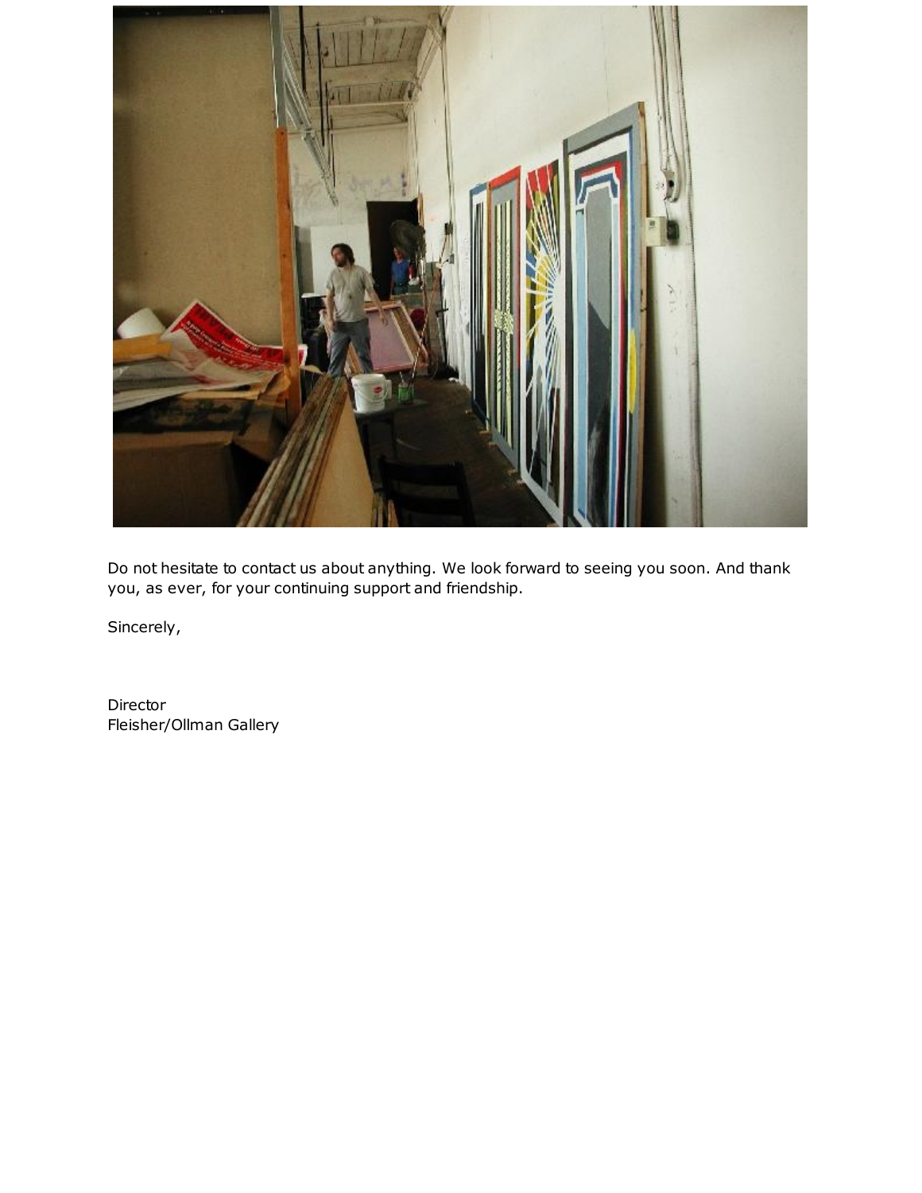Do not hesitate to contact us about anything. We look forward to seeing you soon. And thank you, as ever, for your continuing support and friendship.

Sincerely,

Director
Fleisher/Ollman Gallery